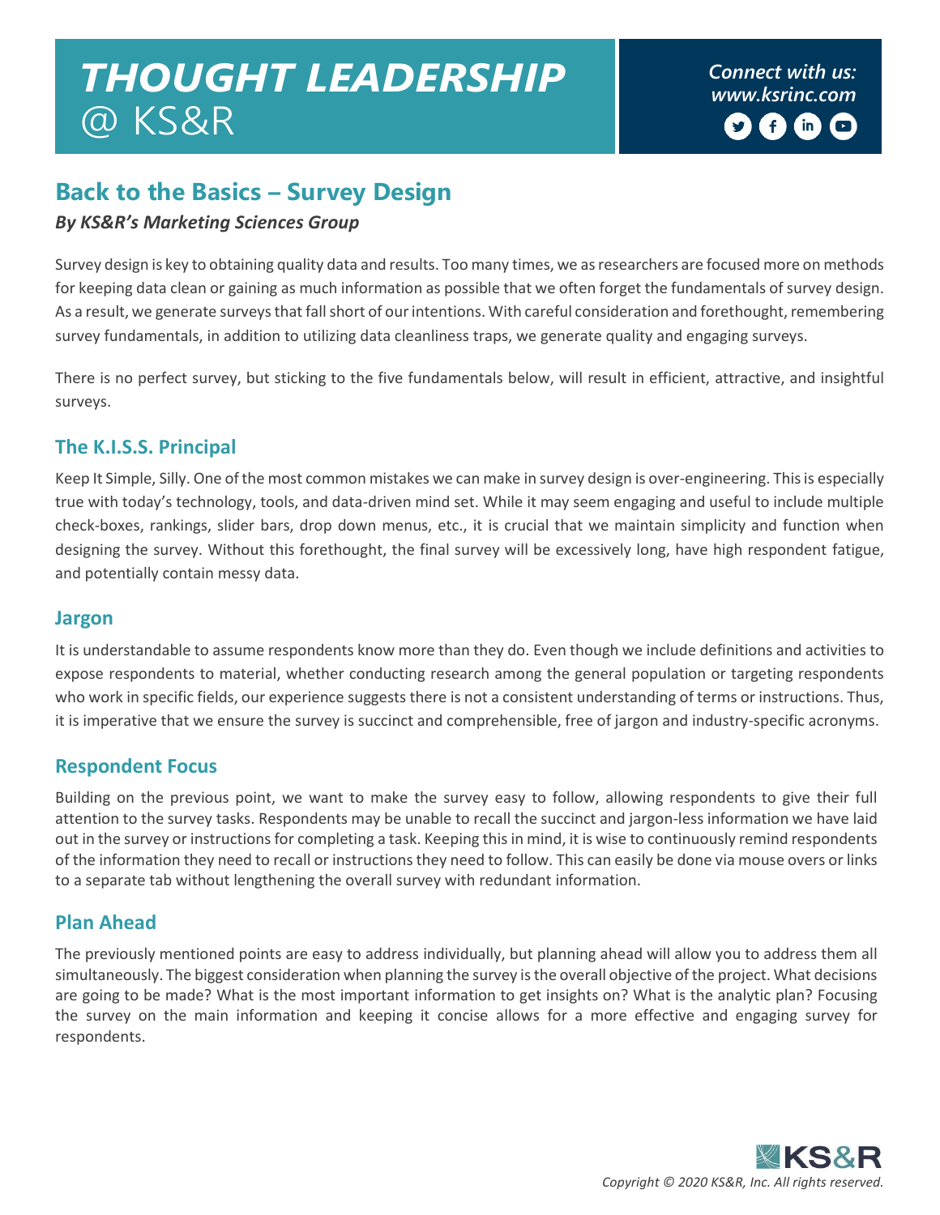# THOUGHT LEADERSHIP @ KS&R

*Connect with us: www.ksrinc.com*

## Back to the Basics – Survey Design

***By KS&R's Marketing Sciences Group***

Survey design is key to obtaining quality data and results. Too many times, we as researchers are focused more on methods for keeping data clean or gaining as much information as possible that we often forget the fundamentals of survey design. As a result, we generate surveys that fall short of our intentions. With careful consideration and forethought, remembering survey fundamentals, in addition to utilizing data cleanliness traps, we generate quality and engaging surveys.

There is no perfect survey, but sticking to the five fundamentals below, will result in efficient, attractive, and insightful surveys.

### The K.I.S.S. Principal

Keep It Simple, Silly. One of the most common mistakes we can make in survey design is over-engineering. This is especially true with today's technology, tools, and data-driven mind set. While it may seem engaging and useful to include multiple check-boxes, rankings, slider bars, drop down menus, etc., it is crucial that we maintain simplicity and function when designing the survey. Without this forethought, the final survey will be excessively long, have high respondent fatigue, and potentially contain messy data.

### Jargon

It is understandable to assume respondents know more than they do. Even though we include definitions and activities to expose respondents to material, whether conducting research among the general population or targeting respondents who work in specific fields, our experience suggests there is not a consistent understanding of terms or instructions. Thus, it is imperative that we ensure the survey is succinct and comprehensible, free of jargon and industry-specific acronyms.

### Respondent Focus

Building on the previous point, we want to make the survey easy to follow, allowing respondents to give their full attention to the survey tasks. Respondents may be unable to recall the succinct and jargon-less information we have laid out in the survey or instructions for completing a task. Keeping this in mind, it is wise to continuously remind respondents of the information they need to recall or instructions they need to follow. This can easily be done via mouse overs or links to a separate tab without lengthening the overall survey with redundant information.

### Plan Ahead

The previously mentioned points are easy to address individually, but planning ahead will allow you to address them all simultaneously. The biggest consideration when planning the survey is the overall objective of the project. What decisions are going to be made? What is the most important information to get insights on? What is the analytic plan? Focusing the survey on the main information and keeping it concise allows for a more effective and engaging survey for respondents.

*Copyright © 2020 KS&R, Inc. All rights reserved.*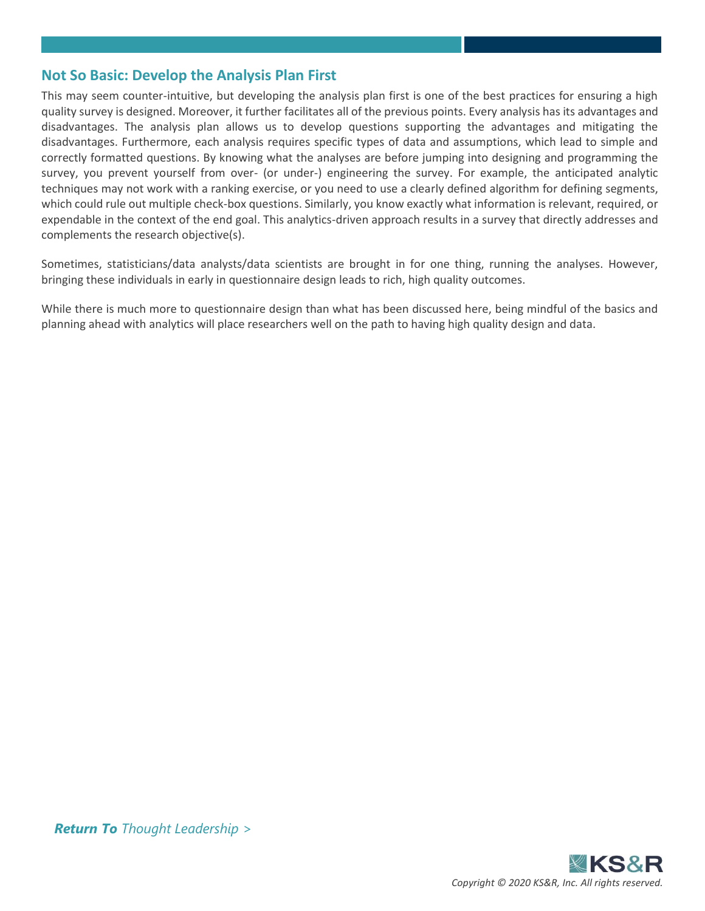## Not So Basic: Develop the Analysis Plan First

This may seem counter-intuitive, but developing the analysis plan first is one of the best practices for ensuring a high quality survey is designed. Moreover, it further facilitates all of the previous points. Every analysis has its advantages and disadvantages. The analysis plan allows us to develop questions supporting the advantages and mitigating the disadvantages. Furthermore, each analysis requires specific types of data and assumptions, which lead to simple and correctly formatted questions. By knowing what the analyses are before jumping into designing and programming the survey, you prevent yourself from over- (or under-) engineering the survey. For example, the anticipated analytic techniques may not work with a ranking exercise, or you need to use a clearly defined algorithm for defining segments, which could rule out multiple check-box questions. Similarly, you know exactly what information is relevant, required, or expendable in the context of the end goal. This analytics-driven approach results in a survey that directly addresses and complements the research objective(s).

Sometimes, statisticians/data analysts/data scientists are brought in for one thing, running the analyses. However, bringing these individuals in early in questionnaire design leads to rich, high quality outcomes.

While there is much more to questionnaire design than what has been discussed here, being mindful of the basics and planning ahead with analytics will place researchers well on the path to having high quality design and data.

***Return To*** *Thought Leadership >*

KS&R

*Copyright © 2020 KS&R, Inc. All rights reserved.*